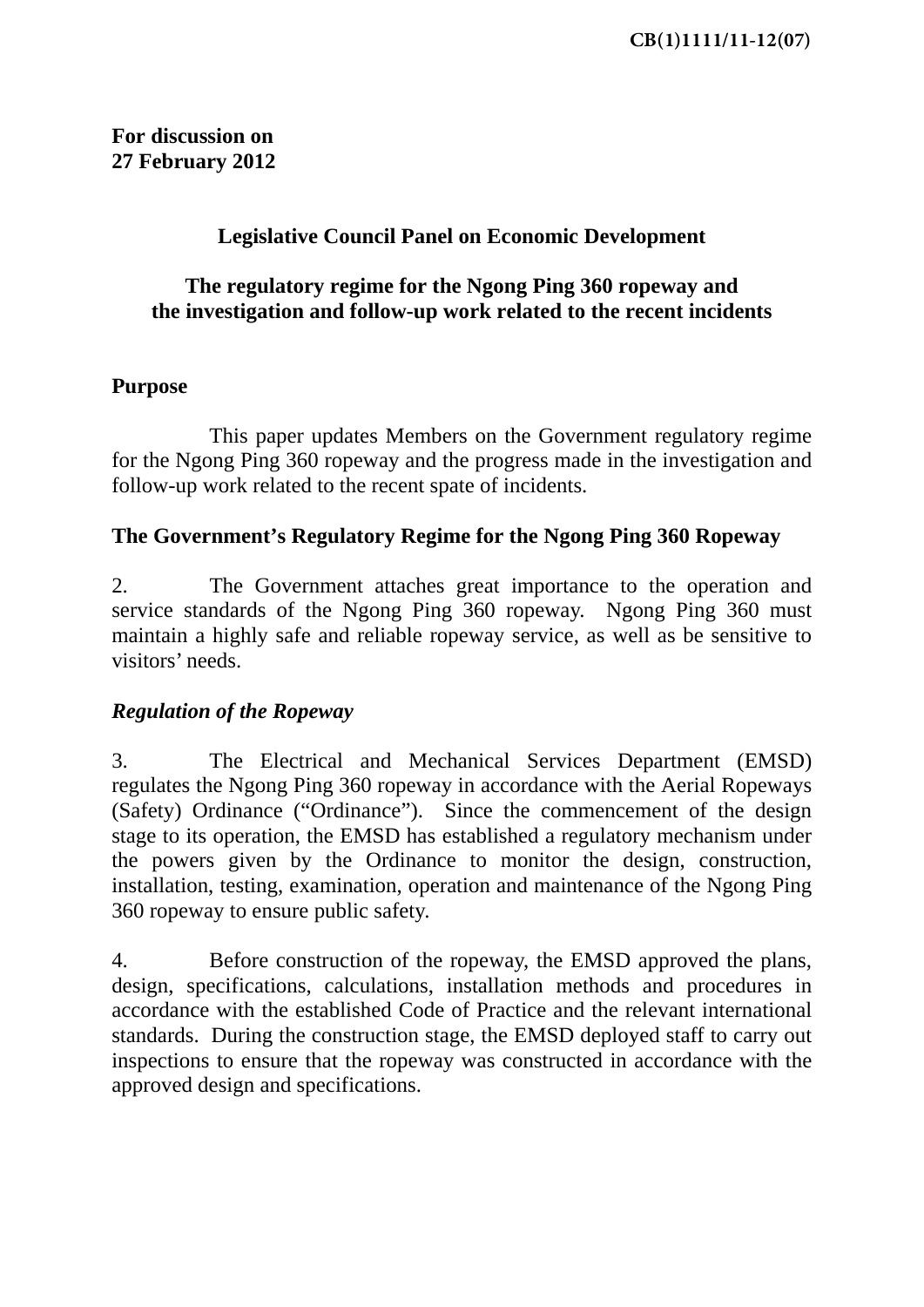CB(1)1111/11-12(07)

**For discussion on**
**27 February 2012**

# Legislative Council Panel on Economic Development

## The regulatory regime for the Ngong Ping 360 ropeway and the investigation and follow-up work related to the recent incidents

### Purpose

This paper updates Members on the Government regulatory regime for the Ngong Ping 360 ropeway and the progress made in the investigation and follow-up work related to the recent spate of incidents.

### The Government's Regulatory Regime for the Ngong Ping 360 Ropeway

2. The Government attaches great importance to the operation and service standards of the Ngong Ping 360 ropeway. Ngong Ping 360 must maintain a highly safe and reliable ropeway service, as well as be sensitive to visitors' needs.

#### *Regulation of the Ropeway*

3. The Electrical and Mechanical Services Department (EMSD) regulates the Ngong Ping 360 ropeway in accordance with the Aerial Ropeways (Safety) Ordinance ("Ordinance"). Since the commencement of the design stage to its operation, the EMSD has established a regulatory mechanism under the powers given by the Ordinance to monitor the design, construction, installation, testing, examination, operation and maintenance of the Ngong Ping 360 ropeway to ensure public safety.

4. Before construction of the ropeway, the EMSD approved the plans, design, specifications, calculations, installation methods and procedures in accordance with the established Code of Practice and the relevant international standards. During the construction stage, the EMSD deployed staff to carry out inspections to ensure that the ropeway was constructed in accordance with the approved design and specifications.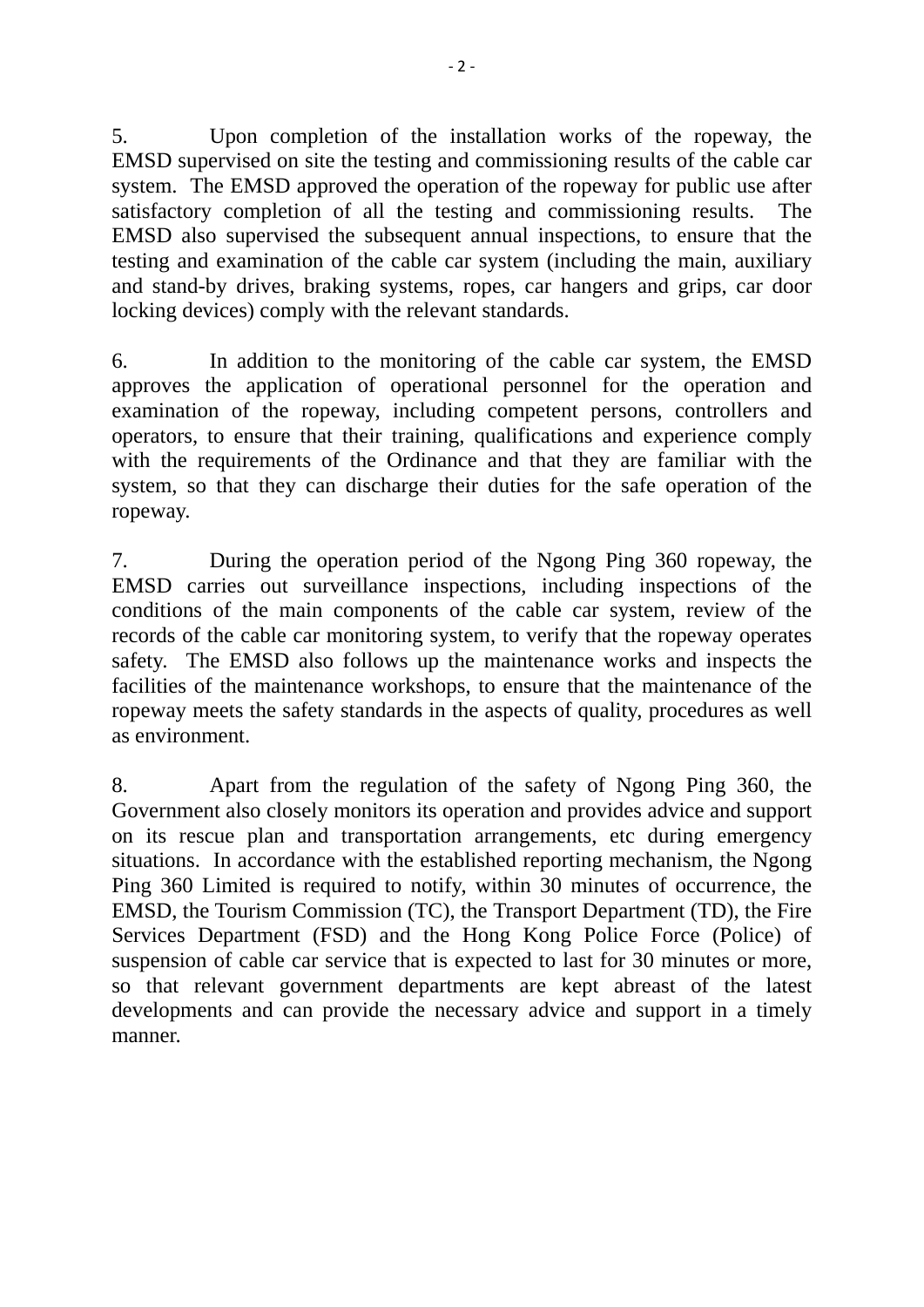5. Upon completion of the installation works of the ropeway, the EMSD supervised on site the testing and commissioning results of the cable car system. The EMSD approved the operation of the ropeway for public use after satisfactory completion of all the testing and commissioning results. The EMSD also supervised the subsequent annual inspections, to ensure that the testing and examination of the cable car system (including the main, auxiliary and stand-by drives, braking systems, ropes, car hangers and grips, car door locking devices) comply with the relevant standards.

6. In addition to the monitoring of the cable car system, the EMSD approves the application of operational personnel for the operation and examination of the ropeway, including competent persons, controllers and operators, to ensure that their training, qualifications and experience comply with the requirements of the Ordinance and that they are familiar with the system, so that they can discharge their duties for the safe operation of the ropeway.

7. During the operation period of the Ngong Ping 360 ropeway, the EMSD carries out surveillance inspections, including inspections of the conditions of the main components of the cable car system, review of the records of the cable car monitoring system, to verify that the ropeway operates safety. The EMSD also follows up the maintenance works and inspects the facilities of the maintenance workshops, to ensure that the maintenance of the ropeway meets the safety standards in the aspects of quality, procedures as well as environment.

8. Apart from the regulation of the safety of Ngong Ping 360, the Government also closely monitors its operation and provides advice and support on its rescue plan and transportation arrangements, etc during emergency situations. In accordance with the established reporting mechanism, the Ngong Ping 360 Limited is required to notify, within 30 minutes of occurrence, the EMSD, the Tourism Commission (TC), the Transport Department (TD), the Fire Services Department (FSD) and the Hong Kong Police Force (Police) of suspension of cable car service that is expected to last for 30 minutes or more, so that relevant government departments are kept abreast of the latest developments and can provide the necessary advice and support in a timely manner.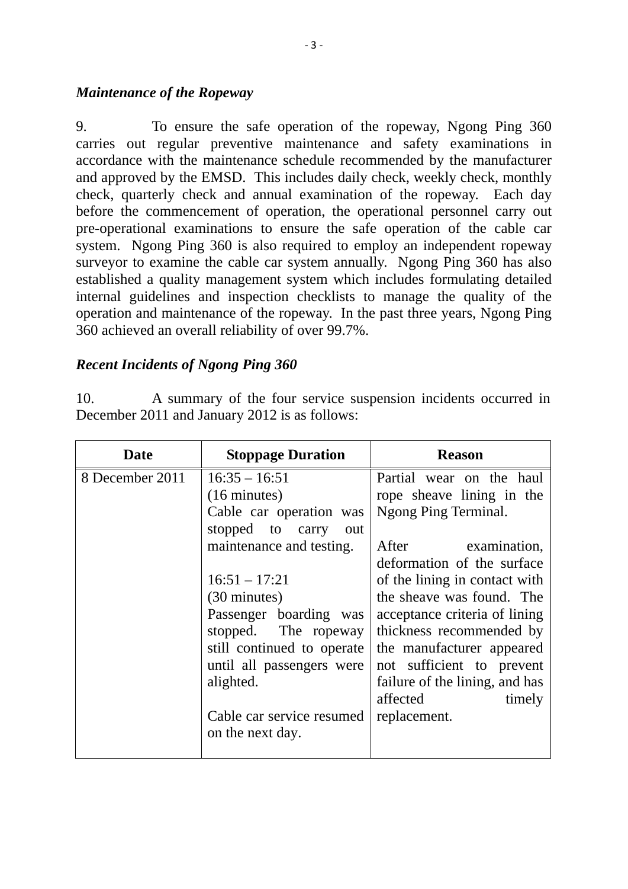### *Maintenance of the Ropeway*

9. To ensure the safe operation of the ropeway, Ngong Ping 360 carries out regular preventive maintenance and safety examinations in accordance with the maintenance schedule recommended by the manufacturer and approved by the EMSD. This includes daily check, weekly check, monthly check, quarterly check and annual examination of the ropeway. Each day before the commencement of operation, the operational personnel carry out pre-operational examinations to ensure the safe operation of the cable car system. Ngong Ping 360 is also required to employ an independent ropeway surveyor to examine the cable car system annually. Ngong Ping 360 has also established a quality management system which includes formulating detailed internal guidelines and inspection checklists to manage the quality of the operation and maintenance of the ropeway. In the past three years, Ngong Ping 360 achieved an overall reliability of over 99.7%.

### *Recent Incidents of Ngong Ping 360*

10. A summary of the four service suspension incidents occurred in December 2011 and January 2012 is as follows:

| Date | Stoppage Duration | Reason |
|---|---|---|
| 8 December 2011 | 16:35 – 16:51<br>(16 minutes)<br>Cable car operation was stopped to carry out maintenance and testing.<br><br>16:51 – 17:21<br>(30 minutes)<br>Passenger boarding was stopped. The ropeway still continued to operate until all passengers were alighted.<br><br>Cable car service resumed on the next day. | Partial wear on the haul rope sheave lining in the Ngong Ping Terminal.<br><br>After examination, deformation of the surface of the lining in contact with the sheave was found. The acceptance criteria of lining thickness recommended by the manufacturer appeared not sufficient to prevent failure of the lining, and has affected timely replacement. |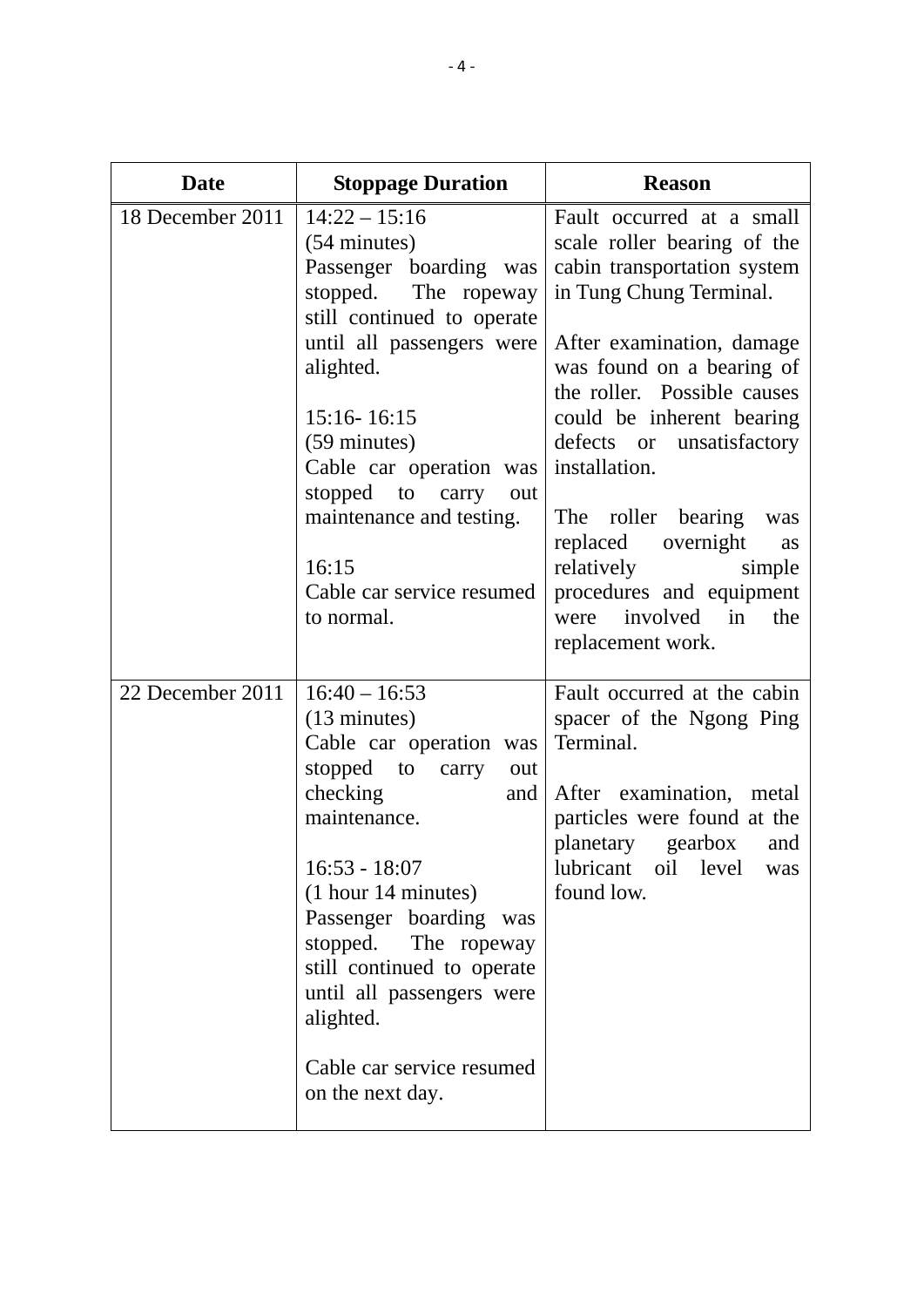| Date | Stoppage Duration | Reason |
| --- | --- | --- |
| 18 December 2011 | 14:22 – 15:16<br>(54 minutes)<br>Passenger boarding was stopped. The ropeway still continued to operate until all passengers were alighted.<br><br>15:16- 16:15<br>(59 minutes)<br>Cable car operation was stopped to carry out maintenance and testing.<br><br>16:15<br>Cable car service resumed to normal. | Fault occurred at a small scale roller bearing of the cabin transportation system in Tung Chung Terminal.<br><br>After examination, damage was found on a bearing of the roller. Possible causes could be inherent bearing defects or unsatisfactory installation.<br><br>The roller bearing was replaced overnight as relatively simple procedures and equipment were involved in the replacement work. |
| 22 December 2011 | 16:40 – 16:53<br>(13 minutes)<br>Cable car operation was stopped to carry out checking and maintenance.<br><br>16:53 - 18:07<br>(1 hour 14 minutes)<br>Passenger boarding was stopped. The ropeway still continued to operate until all passengers were alighted.<br><br>Cable car service resumed on the next day. | Fault occurred at the cabin spacer of the Ngong Ping Terminal.<br><br>After examination, metal particles were found at the planetary gearbox and lubricant oil level was found low. |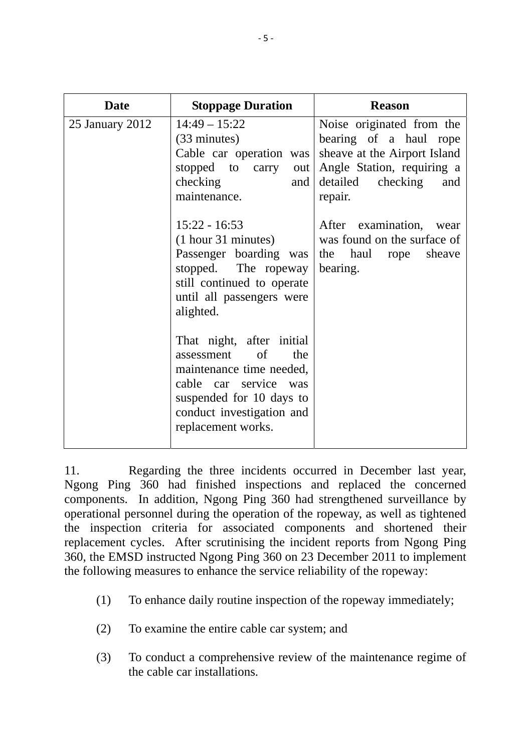| Date | Stoppage Duration | Reason |
|---|---|---|
| 25 January 2012 | 14:49 – 15:22 (33 minutes) Cable car operation was stopped to carry out checking and maintenance.<br><br>15:22 - 16:53 (1 hour 31 minutes) Passenger boarding was stopped. The ropeway still continued to operate until all passengers were alighted.<br><br>That night, after initial assessment of the maintenance time needed, cable car service was suspended for 10 days to conduct investigation and replacement works. | Noise originated from the bearing of a haul rope sheave at the Airport Island Angle Station, requiring a detailed checking and repair.<br><br>After examination, wear was found on the surface of the haul rope sheave bearing. |

11. Regarding the three incidents occurred in December last year, Ngong Ping 360 had finished inspections and replaced the concerned components. In addition, Ngong Ping 360 had strengthened surveillance by operational personnel during the operation of the ropeway, as well as tightened the inspection criteria for associated components and shortened their replacement cycles. After scrutinising the incident reports from Ngong Ping 360, the EMSD instructed Ngong Ping 360 on 23 December 2011 to implement the following measures to enhance the service reliability of the ropeway:

(1) To enhance daily routine inspection of the ropeway immediately;

(2) To examine the entire cable car system; and

(3) To conduct a comprehensive review of the maintenance regime of the cable car installations.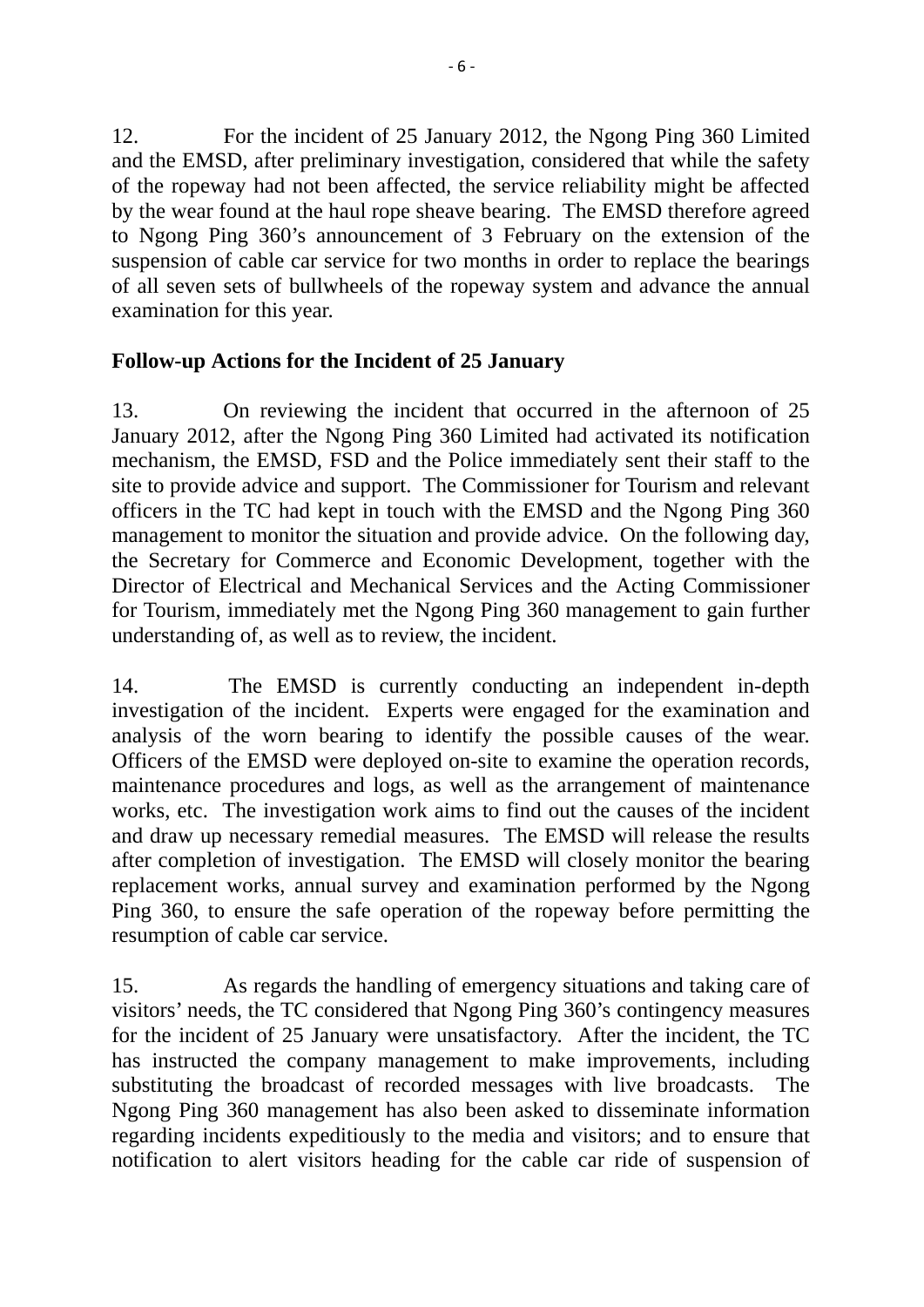12. For the incident of 25 January 2012, the Ngong Ping 360 Limited and the EMSD, after preliminary investigation, considered that while the safety of the ropeway had not been affected, the service reliability might be affected by the wear found at the haul rope sheave bearing. The EMSD therefore agreed to Ngong Ping 360's announcement of 3 February on the extension of the suspension of cable car service for two months in order to replace the bearings of all seven sets of bullwheels of the ropeway system and advance the annual examination for this year.

**Follow-up Actions for the Incident of 25 January**

13. On reviewing the incident that occurred in the afternoon of 25 January 2012, after the Ngong Ping 360 Limited had activated its notification mechanism, the EMSD, FSD and the Police immediately sent their staff to the site to provide advice and support. The Commissioner for Tourism and relevant officers in the TC had kept in touch with the EMSD and the Ngong Ping 360 management to monitor the situation and provide advice. On the following day, the Secretary for Commerce and Economic Development, together with the Director of Electrical and Mechanical Services and the Acting Commissioner for Tourism, immediately met the Ngong Ping 360 management to gain further understanding of, as well as to review, the incident.

14. The EMSD is currently conducting an independent in-depth investigation of the incident. Experts were engaged for the examination and analysis of the worn bearing to identify the possible causes of the wear. Officers of the EMSD were deployed on-site to examine the operation records, maintenance procedures and logs, as well as the arrangement of maintenance works, etc. The investigation work aims to find out the causes of the incident and draw up necessary remedial measures. The EMSD will release the results after completion of investigation. The EMSD will closely monitor the bearing replacement works, annual survey and examination performed by the Ngong Ping 360, to ensure the safe operation of the ropeway before permitting the resumption of cable car service.

15. As regards the handling of emergency situations and taking care of visitors' needs, the TC considered that Ngong Ping 360's contingency measures for the incident of 25 January were unsatisfactory. After the incident, the TC has instructed the company management to make improvements, including substituting the broadcast of recorded messages with live broadcasts. The Ngong Ping 360 management has also been asked to disseminate information regarding incidents expeditiously to the media and visitors; and to ensure that notification to alert visitors heading for the cable car ride of suspension of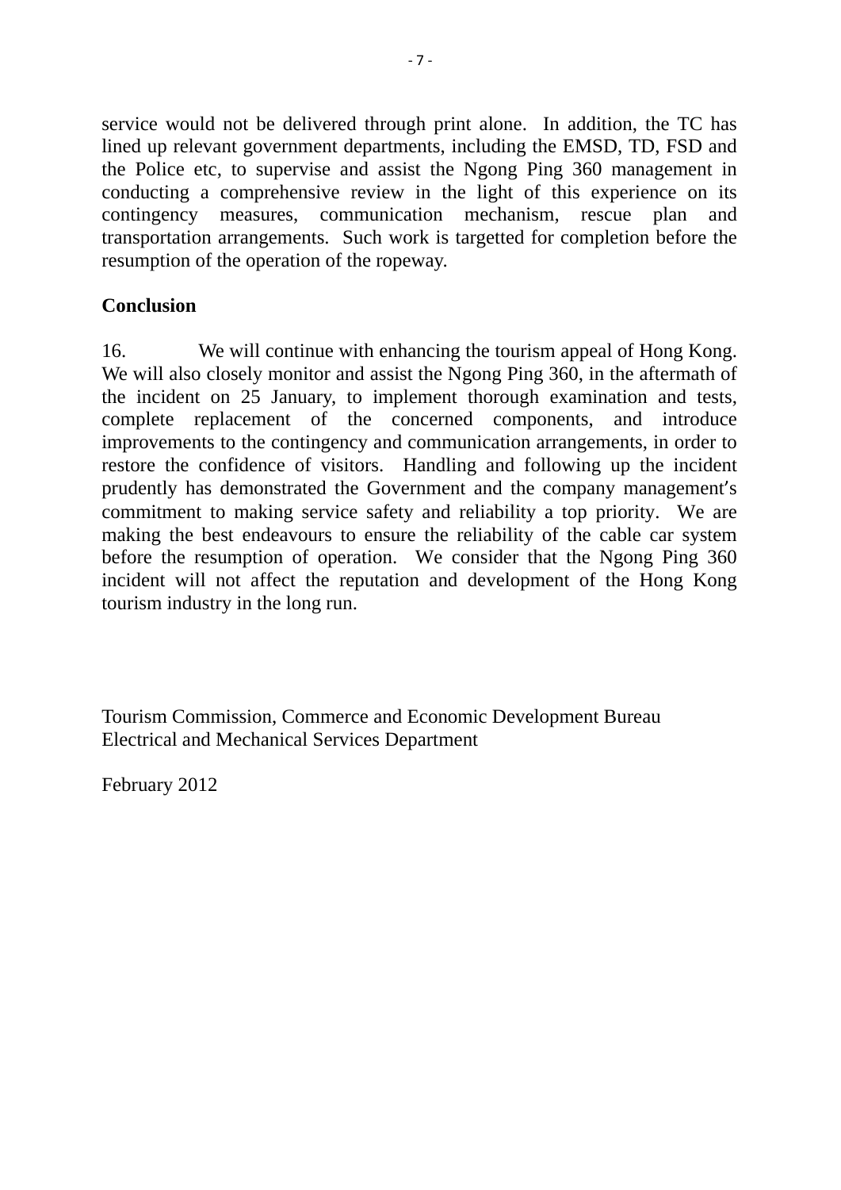service would not be delivered through print alone. In addition, the TC has lined up relevant government departments, including the EMSD, TD, FSD and the Police etc, to supervise and assist the Ngong Ping 360 management in conducting a comprehensive review in the light of this experience on its contingency measures, communication mechanism, rescue plan and transportation arrangements. Such work is targetted for completion before the resumption of the operation of the ropeway.

## Conclusion

16. We will continue with enhancing the tourism appeal of Hong Kong. We will also closely monitor and assist the Ngong Ping 360, in the aftermath of the incident on 25 January, to implement thorough examination and tests, complete replacement of the concerned components, and introduce improvements to the contingency and communication arrangements, in order to restore the confidence of visitors. Handling and following up the incident prudently has demonstrated the Government and the company management's commitment to making service safety and reliability a top priority. We are making the best endeavours to ensure the reliability of the cable car system before the resumption of operation. We consider that the Ngong Ping 360 incident will not affect the reputation and development of the Hong Kong tourism industry in the long run.

Tourism Commission, Commerce and Economic Development Bureau
Electrical and Mechanical Services Department

February 2012